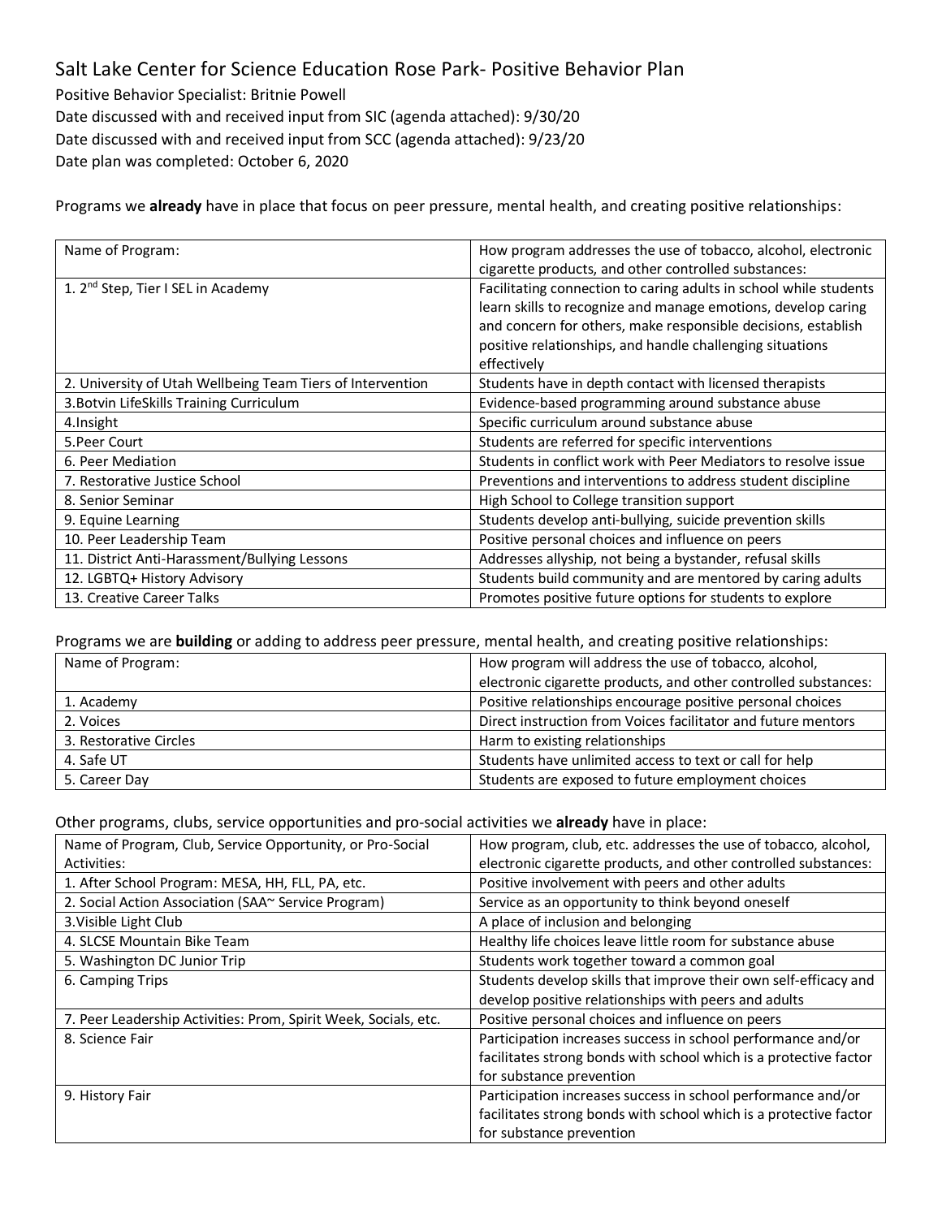# Salt Lake Center for Science Education Rose Park- Positive Behavior Plan

Positive Behavior Specialist: Britnie Powell
Date discussed with and received input from SIC (agenda attached): 9/30/20
Date discussed with and received input from SCC (agenda attached): 9/23/20
Date plan was completed: October 6, 2020

Programs we **already** have in place that focus on peer pressure, mental health, and creating positive relationships:

| Name of Program: | How program addresses the use of tobacco, alcohol, electronic cigarette products, and other controlled substances: |
|---|---|
| 1. 2nd Step, Tier I SEL in Academy | Facilitating connection to caring adults in school while students learn skills to recognize and manage emotions, develop caring and concern for others, make responsible decisions, establish positive relationships, and handle challenging situations effectively |
| 2. University of Utah Wellbeing Team Tiers of Intervention | Students have in depth contact with licensed therapists |
| 3.Botvin LifeSkills Training Curriculum | Evidence-based programming around substance abuse |
| 4.Insight | Specific curriculum around substance abuse |
| 5.Peer Court | Students are referred for specific interventions |
| 6. Peer Mediation | Students in conflict work with Peer Mediators to resolve issue |
| 7. Restorative Justice School | Preventions and interventions to address student discipline |
| 8. Senior Seminar | High School to College transition support |
| 9. Equine Learning | Students develop anti-bullying, suicide prevention skills |
| 10. Peer Leadership Team | Positive personal choices and influence on peers |
| 11. District Anti-Harassment/Bullying Lessons | Addresses allyship, not being a bystander, refusal skills |
| 12. LGBTQ+ History Advisory | Students build community and are mentored by caring adults |
| 13. Creative Career Talks | Promotes positive future options for students to explore |

Programs we are **building** or adding to address peer pressure, mental health, and creating positive relationships:

| Name of Program: | How program will address the use of tobacco, alcohol, electronic cigarette products, and other controlled substances: |
|---|---|
| 1. Academy | Positive relationships encourage positive personal choices |
| 2. Voices | Direct instruction from Voices facilitator and future mentors |
| 3. Restorative Circles | Harm to existing relationships |
| 4. Safe UT | Students have unlimited access to text or call for help |
| 5. Career Day | Students are exposed to future employment choices |

Other programs, clubs, service opportunities and pro-social activities we **already** have in place:

| Name of Program, Club, Service Opportunity, or Pro-Social Activities: | How program, club, etc. addresses the use of tobacco, alcohol, electronic cigarette products, and other controlled substances: |
|---|---|
| 1. After School Program: MESA, HH, FLL, PA, etc. | Positive involvement with peers and other adults |
| 2. Social Action Association (SAA~ Service Program) | Service as an opportunity to think beyond oneself |
| 3.Visible Light Club | A place of inclusion and belonging |
| 4. SLCSE Mountain Bike Team | Healthy life choices leave little room for substance abuse |
| 5. Washington DC Junior Trip | Students work together toward a common goal |
| 6. Camping Trips | Students develop skills that improve their own self-efficacy and develop positive relationships with peers and adults |
| 7. Peer Leadership Activities: Prom, Spirit Week, Socials, etc. | Positive personal choices and influence on peers |
| 8. Science Fair | Participation increases success in school performance and/or facilitates strong bonds with school which is a protective factor for substance prevention |
| 9. History Fair | Participation increases success in school performance and/or facilitates strong bonds with school which is a protective factor for substance prevention |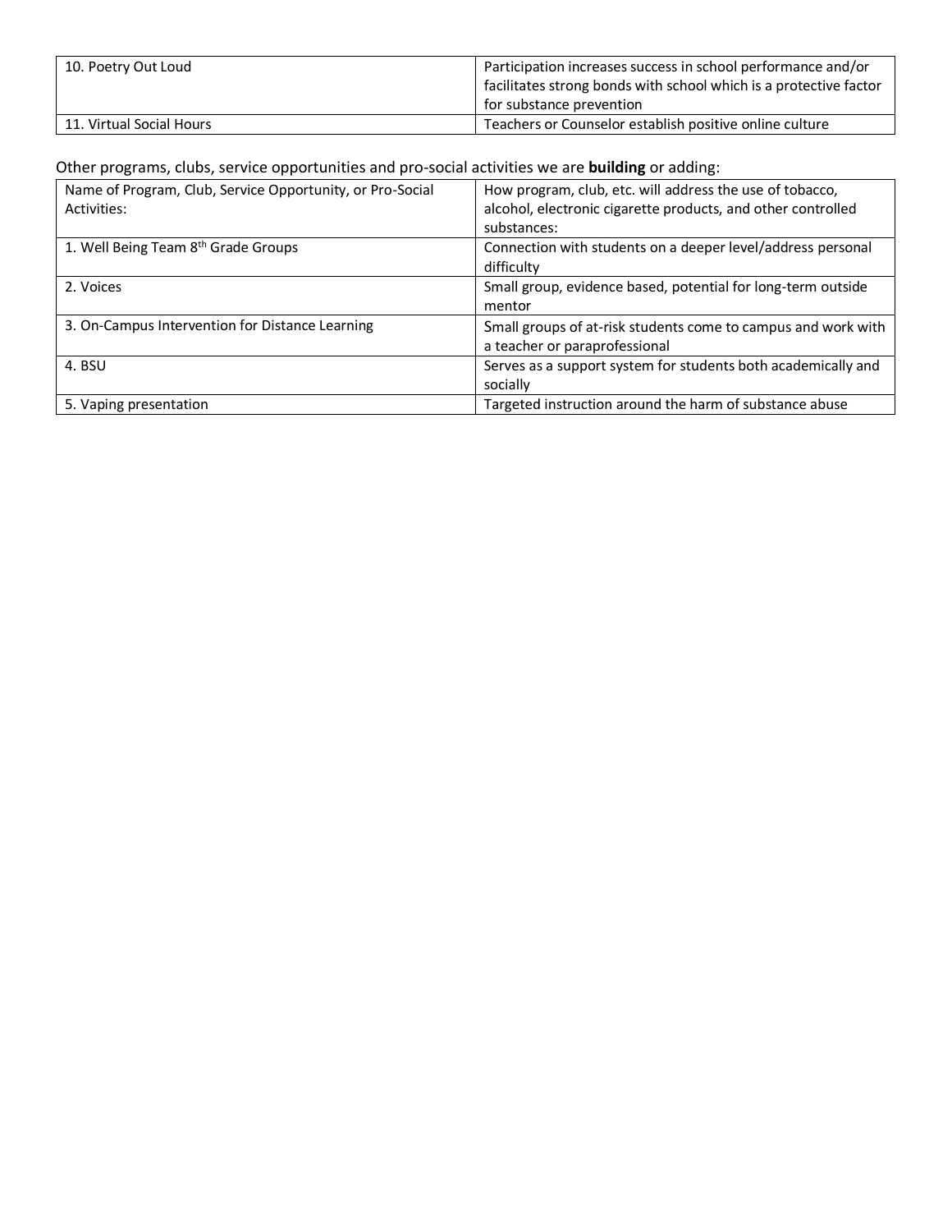| | |
|---|---|
| 10. Poetry Out Loud | Participation increases success in school performance and/or facilitates strong bonds with school which is a protective factor for substance prevention |
| 11. Virtual Social Hours | Teachers or Counselor establish positive online culture |

Other programs, clubs, service opportunities and pro-social activities we are **building** or adding:

| Name of Program, Club, Service Opportunity, or Pro-Social Activities: | How program, club, etc. will address the use of tobacco, alcohol, electronic cigarette products, and other controlled substances: |
|---|---|
| 1. Well Being Team 8th Grade Groups | Connection with students on a deeper level/address personal difficulty |
| 2. Voices | Small group, evidence based, potential for long-term outside mentor |
| 3. On-Campus Intervention for Distance Learning | Small groups of at-risk students come to campus and work with a teacher or paraprofessional |
| 4. BSU | Serves as a support system for students both academically and socially |
| 5. Vaping presentation | Targeted instruction around the harm of substance abuse |